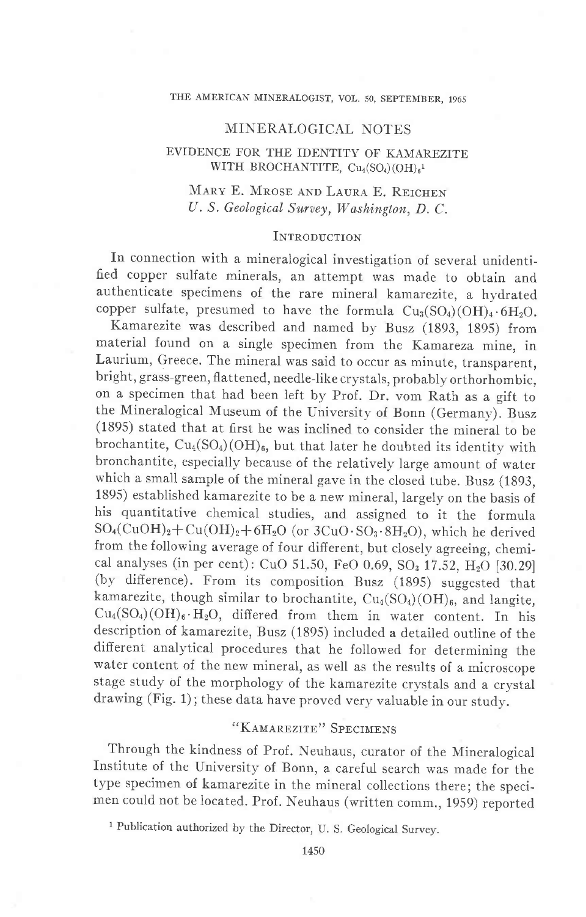## MINERALOGICAL NOTES

### EVIDENCE FOR THE IDENTITY OF KAMAREZITE WITH BROCHANTITE, $Cu_4(SO_4)(OH)_6$[1]

MARY E. MROSE AND LAURA E. REICHEN
*U. S. Geological Survey, Washington, D. C.*

#### INTRODUCTION

In connection with a mineralogical investigation of several unidentified copper sulfate minerals, an attempt was made to obtain and authenticate specimens of the rare mineral kamarezite, a hydrated copper sulfate, presumed to have the formula $Cu_3(SO_4)(OH)_4 \cdot 6H_2O$.

Kamarezite was described and named by Busz (1893, 1895) from material found on a single specimen from the Kamareza mine, in Laurium, Greece. The mineral was said to occur as minute, transparent, bright, grass-green, flattened, needle-like crystals, probably orthorhombic, on a specimen that had been left by Prof. Dr. vom Rath as a gift to the Mineralogical Museum of the University of Bonn (Germany). Busz (1895) stated that at first he was inclined to consider the mineral to be brochantite, $Cu_4(SO_4)(OH)_6$, but that later he doubted its identity with bronchantite, especially because of the relatively large amount of water which a small sample of the mineral gave in the closed tube. Busz (1893, 1895) established kamarezite to be a new mineral, largely on the basis of his quantitative chemical studies, and assigned to it the formula $SO_4(CuOH)_2 + Cu(OH)_2 + 6H_2O$ (or $3CuO \cdot SO_3 \cdot 8H_2O$), which he derived from the following average of four different, but closely agreeing, chemical analyses (in per cent): CuO 51.50, FeO 0.69, $SO_3$ 17.52, $H_2O$ [30.29] (by difference). From its composition Busz (1895) suggested that kamarezite, though similar to brochantite, $Cu_4(SO_4)(OH)_6$, and langite, $Cu_4(SO_4)(OH)_6 \cdot H_2O$, differed from them in water content. In his description of kamarezite, Busz (1895) included a detailed outline of the different analytical procedures that he followed for determining the water content of the new mineral, as well as the results of a microscope stage study of the morphology of the kamarezite crystals and a crystal drawing (Fig. 1); these data have proved very valuable in our study.

#### "KAMAREZITE" SPECIMENS

Through the kindness of Prof. Neuhaus, curator of the Mineralogical Institute of the University of Bonn, a careful search was made for the type specimen of kamarezite in the mineral collections there; the specimen could not be located. Prof. Neuhaus (written comm., 1959) reported

[1] Publication authorized by the Director, U. S. Geological Survey.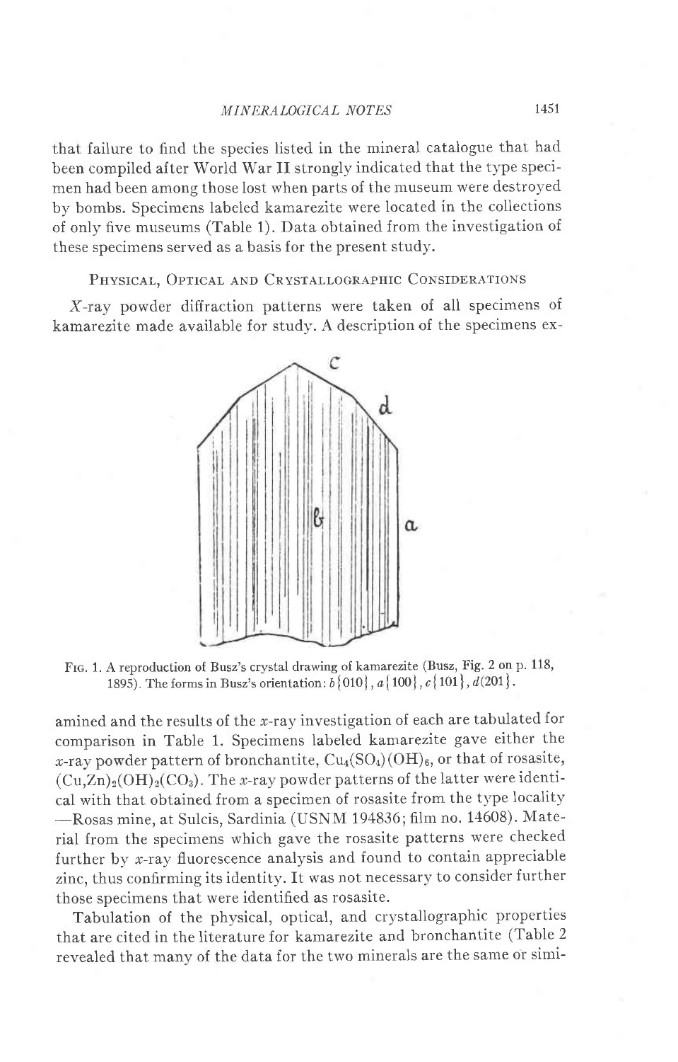that failure to find the species listed in the mineral catalogue that had been compiled after World War II strongly indicated that the type specimen had been among those lost when parts of the museum were destroyed by bombs. Specimens labeled kamarezite were located in the collections of only five museums (Table 1). Data obtained from the investigation of these specimens served as a basis for the present study.

## Physical, Optical and Crystallographic Considerations

*X*-ray powder diffraction patterns were taken of all specimens of kamarezite made available for study. A description of the specimens examined and the results of the *x*-ray investigation of each are tabulated for comparison in Table 1. Specimens labeled kamarezite gave either the *x*-ray powder pattern of bronchantite, $Cu_4(SO_4)(OH)_6$, or that of rosasite, $(Cu,Zn)_2(OH)_2(CO_3)$. The *x*-ray powder patterns of the latter were identical with that obtained from a specimen of rosasite from the type locality—Rosas mine, at Sulcis, Sardinia (USNM 194836; film no. 14608). Material from the specimens which gave the rosasite patterns were checked further by *x*-ray fluorescence analysis and found to contain appreciable zinc, thus confirming its identity. It was not necessary to consider further those specimens that were identified as rosasite.

Fig. 1. A reproduction of Busz's crystal drawing of kamarezite (Busz, Fig. 2 on p. 118, 1895). The forms in Busz's orientation: *b*{010}, *a*{100}, *c*{101}, *d*(201}.

Tabulation of the physical, optical, and crystallographic properties that are cited in the literature for kamarezite and bronchantite (Table 2 revealed that many of the data for the two minerals are the same or simi-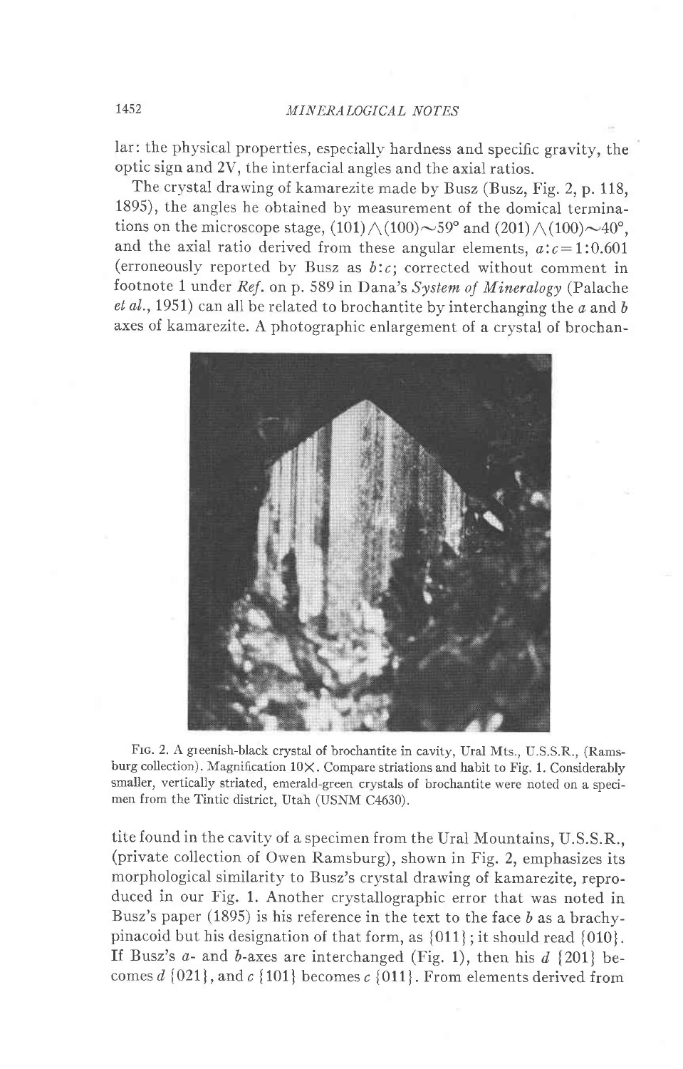lar: the physical properties, especially hardness and specific gravity, the optic sign and 2V, the interfacial angles and the axial ratios.

The crystal drawing of kamarezite made by Busz (Busz, Fig. 2, p. 118, 1895), the angles he obtained by measurement of the domical terminations on the microscope stage, $(101)\wedge(100)\sim 59°$ and $(201)\wedge(100)\sim 40°$, and the axial ratio derived from these angular elements, $a:c=1:0.601$ (erroneously reported by Busz as $b:c$; corrected without comment in footnote 1 under *Ref.* on p. 589 in Dana's *System of Mineralogy* (Palache *et al.*, 1951) can all be related to brochantite by interchanging the *a* and *b* axes of kamarezite. A photographic enlargement of a crystal of brochantite found in the cavity of a specimen from the Ural Mountains, U.S.S.R., (private collection of Owen Ramsburg), shown in Fig. 2, emphasizes its morphological similarity to Busz's crystal drawing of kamarezite, reproduced in our Fig. 1. Another crystallographic error that was noted in Busz's paper (1895) is his reference in the text to the face *b* as a brachypinacoid but his designation of that form, as {011}; it should read {010}. If Busz's *a*- and *b*-axes are interchanged (Fig. 1), then his *d* {201} becomes *d* {021}, and *c* {101} becomes *c* {011}. From elements derived from

FIG. 2. A greenish-black crystal of brochantite in cavity, Ural Mts., U.S.S.R., (Ramsburg collection). Magnification 10×. Compare striations and habit to Fig. 1. Considerably smaller, vertically striated, emerald-green crystals of brochantite were noted on a specimen from the Tintic district, Utah (USNM C4630).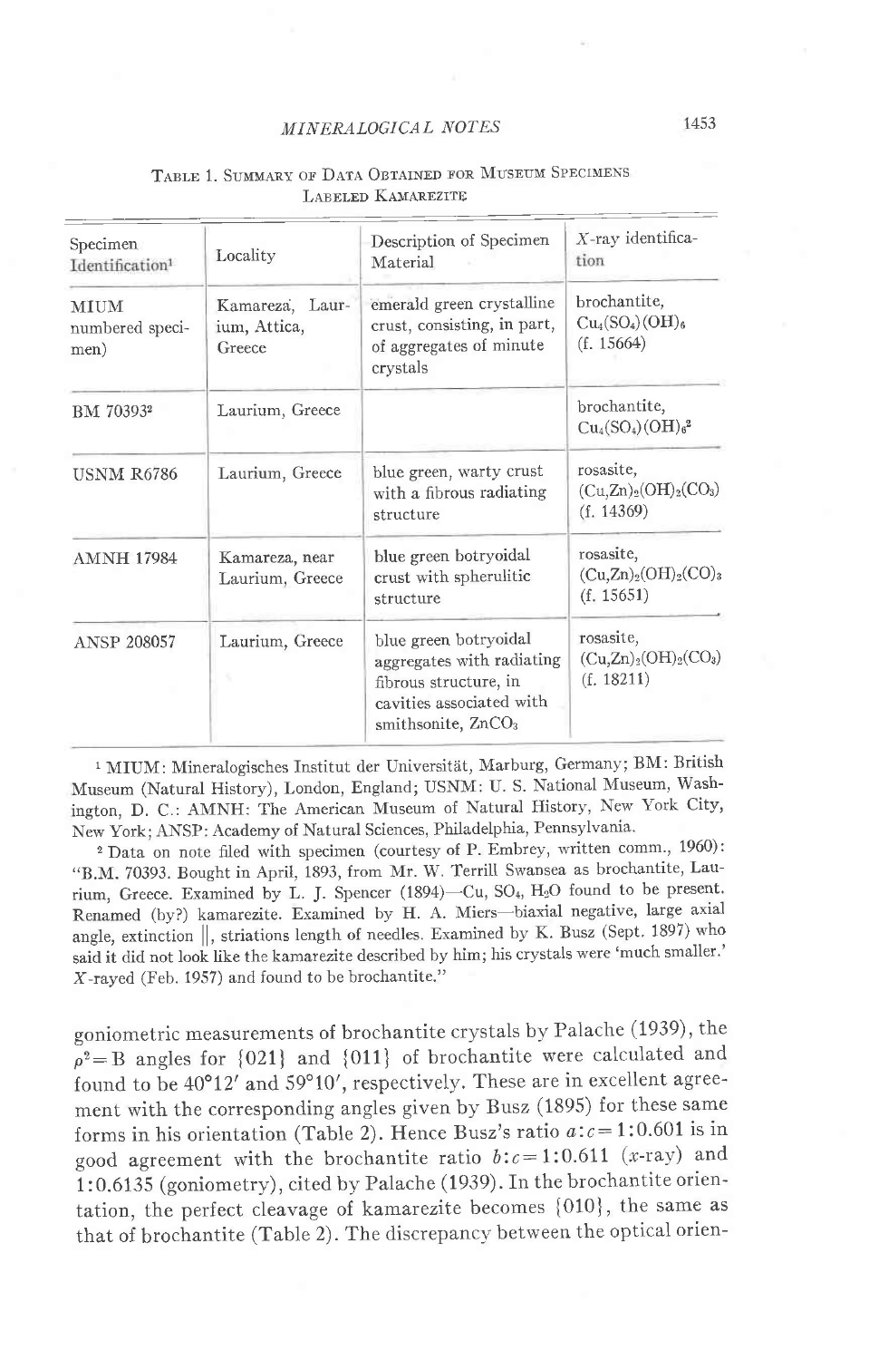Table 1. Summary of Data Obtained for Museum Specimens Labeled Kamarezite

| Specimen Identification[1] | Locality | Description of Specimen Material | X-ray identification |
|---|---|---|---|
| MIUM numbered specimen) | Kamareza, Laurium, Attica, Greece | emerald green crystalline crust, consisting, in part, of aggregates of minute crystals | brochantite, $Cu_4(SO_4)(OH)_6$ (f. 15664) |
| BM 70393[2] | Laurium, Greece | | brochantite, $Cu_4(SO_4)(OH)_6$[2] |
| USNM R6786 | Laurium, Greece | blue green, warty crust with a fibrous radiating structure | rosasite, $(Cu,Zn)_2(OH)_2(CO_3)$ (f. 14369) |
| AMNH 17984 | Kamareza, near Laurium, Greece | blue green botryoidal crust with spherulitic structure | rosasite, $(Cu,Zn)_2(OH)_2(CO)_3$ (f. 15651) |
| ANSP 208057 | Laurium, Greece | blue green botryoidal aggregates with radiating fibrous structure, in cavities associated with smithsonite, $ZnCO_3$ | rosasite, $(Cu,Zn)_2(OH)_2(CO_3)$ (f. 18211) |

[1] MIUM: Mineralogisches Institut der Universität, Marburg, Germany; BM: British Museum (Natural History), London, England; USNM: U. S. National Museum, Washington, D. C.: AMNH: The American Museum of Natural History, New York City, New York; ANSP: Academy of Natural Sciences, Philadelphia, Pennsylvania.

[2] Data on note filed with specimen (courtesy of P. Embrey, written comm., 1960): "B.M. 70393. Bought in April, 1893, from Mr. W. Terrill Swansea as brochantite, Laurium, Greece. Examined by L. J. Spencer (1894)—Cu, $SO_4$, $H_2O$ found to be present. Renamed (by?) kamarezite. Examined by H. A. Miers—biaxial negative, large axial angle, extinction ||, striations length of needles. Examined by K. Busz (Sept. 1897) who said it did not look like the kamarezite described by him; his crystals were 'much smaller.' X-rayed (Feb. 1957) and found to be brochantite."

goniometric measurements of brochantite crystals by Palache (1939), the $\rho^2 = B$ angles for {021} and {011} of brochantite were calculated and found to be 40°12′ and 59°10′, respectively. These are in excellent agreement with the corresponding angles given by Busz (1895) for these same forms in his orientation (Table 2). Hence Busz's ratio $a:c = 1:0.601$ is in good agreement with the brochantite ratio $b:c = 1:0.611$ (x-ray) and 1:0.6135 (goniometry), cited by Palache (1939). In the brochantite orientation, the perfect cleavage of kamarezite becomes {010}, the same as that of brochantite (Table 2). The discrepancy between the optical orien-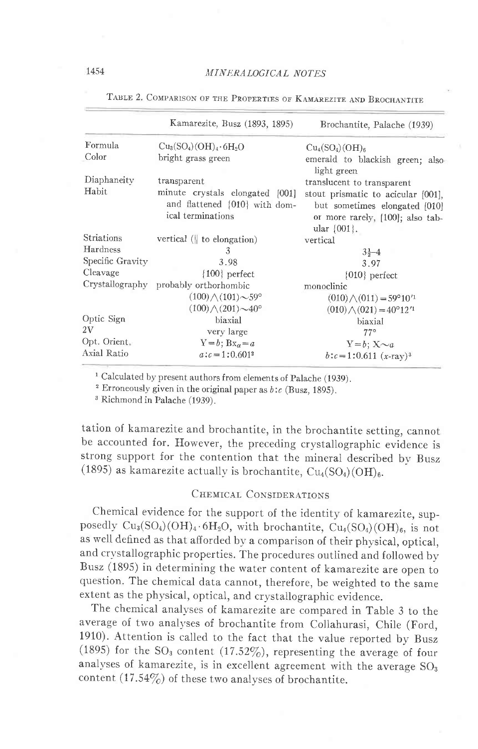Table 2. Comparison of the Properties of Kamarezite and Brochantite

| | Kamarezite, Busz (1893, 1895) | Brochantite, Palache (1939) |
|---|---|---|
| Formula | $Cu_3(SO_4)(OH)_4 \cdot 6H_2O$ | $Cu_4(SO_4)(OH)_6$ |
| Color | bright grass green | emerald to blackish green; also light green |
| Diaphaneity | transparent | translucent to transparent |
| Habit | minute crystals elongated [001] and flattened {010} with domical terminations | stout prismatic to acicular [001], but sometimes elongated [010] or more rarely, [100]; also tabular {001}. |
| Striations | vertical (∥ to elongation) | vertical |
| Hardness | 3 | $3\frac{1}{2}$–4 |
| Specific Gravity | 3.98 | 3.97 |
| Cleavage | {100} perfect | {010} perfect |
| Crystallography | probably orthorhombic | monoclinic |
| | $(100)\wedge(101) \sim 59°$ | $(010)\wedge(011) = 59°10'$[1] |
| | $(100)\wedge(201) \sim 40°$ | $(010)\wedge(021) = 40°12'$[1] |
| Optic Sign | biaxial | biaxial |
| 2V | very large | 77° |
| Opt. Orient. | $Y=b$; $Bx_a=a$ | $Y=b$; $X \sim a$ |
| Axial Ratio | $a:c=1:0.601$[2] | $b:c=1:0.611$ (x-ray)[3] |

[1] Calculated by present authors from elements of Palache (1939).

[2] Erroneously given in the original paper as $b:c$ (Busz, 1895).

[3] Richmond in Palache (1939).

tation of kamarezite and brochantite, in the brochantite setting, cannot be accounted for. However, the preceding crystallographic evidence is strong support for the contention that the mineral described by Busz (1895) as kamarezite actually is brochantite, $Cu_4(SO_4)(OH)_6$.

## Chemical Considerations

Chemical evidence for the support of the identity of kamarezite, supposedly $Cu_3(SO_4)(OH)_4 \cdot 6H_2O$, with brochantite, $Cu_4(SO_4)(OH)_6$, is not as well defined as that afforded by a comparison of their physical, optical, and crystallographic properties. The procedures outlined and followed by Busz (1895) in determining the water content of kamarezite are open to question. The chemical data cannot, therefore, be weighted to the same extent as the physical, optical, and crystallographic evidence.

The chemical analyses of kamarezite are compared in Table 3 to the average of two analyses of brochantite from Collahurasi, Chile (Ford, 1910). Attention is called to the fact that the value reported by Busz (1895) for the $SO_3$ content (17.52%), representing the average of four analyses of kamarezite, is in excellent agreement with the average $SO_3$ content (17.54%) of these two analyses of brochantite.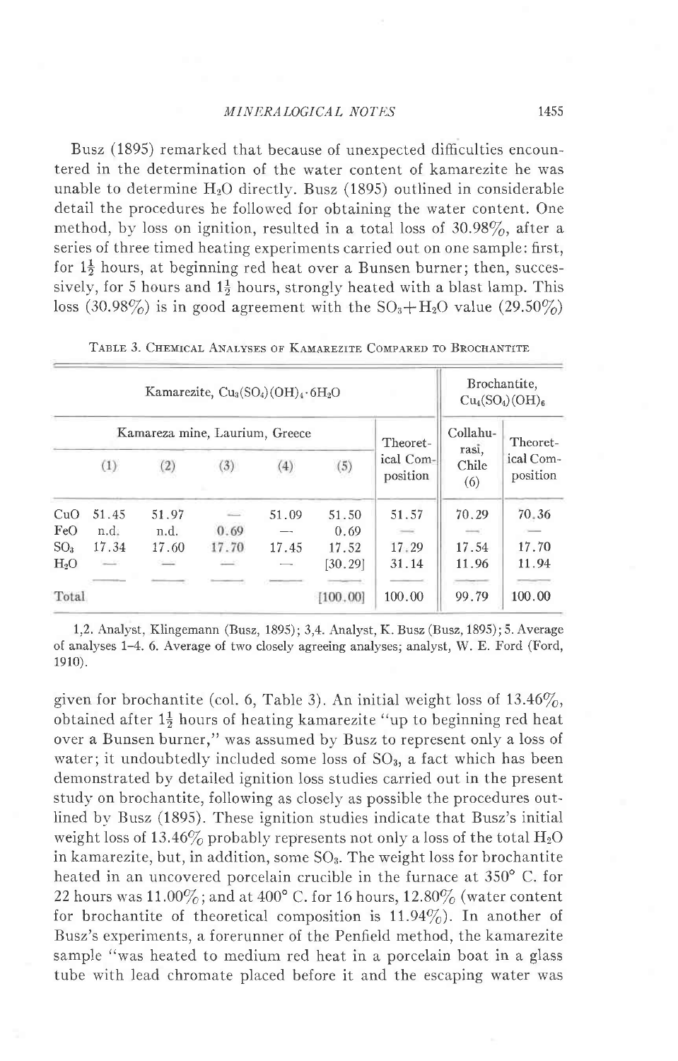Busz (1895) remarked that because of unexpected difficulties encountered in the determination of the water content of kamarezite he was unable to determine $H_2O$ directly. Busz (1895) outlined in considerable detail the procedures he followed for obtaining the water content. One method, by loss on ignition, resulted in a total loss of 30.98%, after a series of three timed heating experiments carried out on one sample: first, for 1½ hours, at beginning red heat over a Bunsen burner; then, successively, for 5 hours and 1½ hours, strongly heated with a blast lamp. This loss (30.98%) is in good agreement with the $SO_3+H_2O$ value (29.50%) given for brochantite (col. 6, Table 3). An initial weight loss of 13.46%, obtained after 1½ hours of heating kamarezite "up to beginning red heat over a Bunsen burner," was assumed by Busz to represent only a loss of water; it undoubtedly included some loss of $SO_3$, a fact which has been demonstrated by detailed ignition loss studies carried out in the present study on brochantite, following as closely as possible the procedures outlined by Busz (1895). These ignition studies indicate that Busz's initial weight loss of 13.46% probably represents not only a loss of the total $H_2O$ in kamarezite, but, in addition, some $SO_3$. The weight loss for brochantite heated in an uncovered porcelain crucible in the furnace at 350° C. for 22 hours was 11.00%; and at 400° C. for 16 hours, 12.80% (water content for brochantite of theoretical composition is 11.94%). In another of Busz's experiments, a forerunner of the Penfield method, the kamarezite sample "was heated to medium red heat in a porcelain boat in a glass tube with lead chromate placed before it and the escaping water was

Table 3. Chemical Analyses of Kamarezite Compared to Brochantite

| | Kamarezite, $Cu_3(SO_4)(OH)_4 \cdot 6H_2O$ | | | | | | Brochantite, $Cu_4(SO_4)(OH)_6$ | |
|---|---|---|---|---|---|---|---|---|
| | Kamareza mine, Laurium, Greece | | | | | Theoretical Composition | Collahurasi, Chile (6) | Theoretical Composition |
| | (1) | (2) | (3) | (4) | (5) | | | |
| CuO | 51.45 | 51.97 | — | 51.09 | 51.50 | 51.57 | 70.29 | 70.36 |
| FeO | n.d. | n.d. | 0.69 | — | 0.69 | — | — | — |
| $SO_3$ | 17.34 | 17.60 | 17.70 | 17.45 | 17.52 | 17.29 | 17.54 | 17.70 |
| $H_2O$ | — | — | — | — | [30.29] | 31.14 | 11.96 | 11.94 |
| Total | | | | | [100.00] | 100.00 | 99.79 | 100.00 |

1,2. Analyst, Klingemann (Busz, 1895); 3,4. Analyst, K. Busz (Busz, 1895); 5. Average of analyses 1–4. 6. Average of two closely agreeing analyses; analyst, W. E. Ford (Ford, 1910).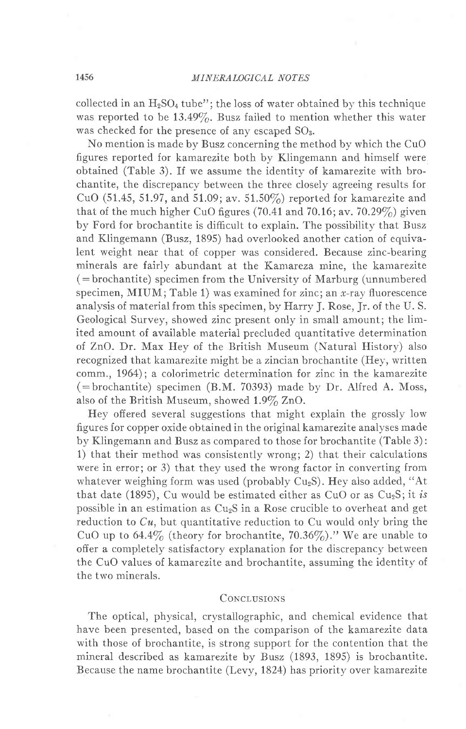collected in an $H_2SO_4$ tube"; the loss of water obtained by this technique was reported to be 13.49%. Busz failed to mention whether this water was checked for the presence of any escaped $SO_3$.

No mention is made by Busz concerning the method by which the CuO figures reported for kamarezite both by Klingemann and himself were obtained (Table 3). If we assume the identity of kamarezite with brochantite, the discrepancy between the three closely agreeing results for CuO (51.45, 51.97, and 51.09; av. 51.50%) reported for kamarezite and that of the much higher CuO figures (70.41 and 70.16; av. 70.29%) given by Ford for brochantite is difficult to explain. The possibility that Busz and Klingemann (Busz, 1895) had overlooked another cation of equivalent weight near that of copper was considered. Because zinc-bearing minerals are fairly abundant at the Kamareza mine, the kamarezite (=brochantite) specimen from the University of Marburg (unnumbered specimen, MIUM; Table 1) was examined for zinc; an $x$-ray fluorescence analysis of material from this specimen, by Harry J. Rose, Jr. of the U. S. Geological Survey, showed zinc present only in small amount; the limited amount of available material precluded quantitative determination of ZnO. Dr. Max Hey of the British Museum (Natural History) also recognized that kamarezite might be a zincian brochantite (Hey, written comm., 1964); a colorimetric determination for zinc in the kamarezite (=brochantite) specimen (B.M. 70393) made by Dr. Alfred A. Moss, also of the British Museum, showed 1.9% ZnO.

Hey offered several suggestions that might explain the grossly low figures for copper oxide obtained in the original kamarezite analyses made by Klingemann and Busz as compared to those for brochantite (Table 3): 1) that their method was consistently wrong; 2) that their calculations were in error; or 3) that they used the wrong factor in converting from whatever weighing form was used (probably $Cu_2S$). Hey also added, "At that date (1895), Cu would be estimated either as CuO or as $Cu_2S$; it *is* possible in an estimation as $Cu_2S$ in a Rose crucible to overheat and get reduction to *Cu*, but quantitative reduction to Cu would only bring the CuO up to 64.4% (theory for brochantite, 70.36%)." We are unable to offer a completely satisfactory explanation for the discrepancy between the CuO values of kamarezite and brochantite, assuming the identity of the two minerals.

## Conclusions

The optical, physical, crystallographic, and chemical evidence that have been presented, based on the comparison of the kamarezite data with those of brochantite, is strong support for the contention that the mineral described as kamarezite by Busz (1893, 1895) is brochantite. Because the name brochantite (Levy, 1824) has priority over kamarezite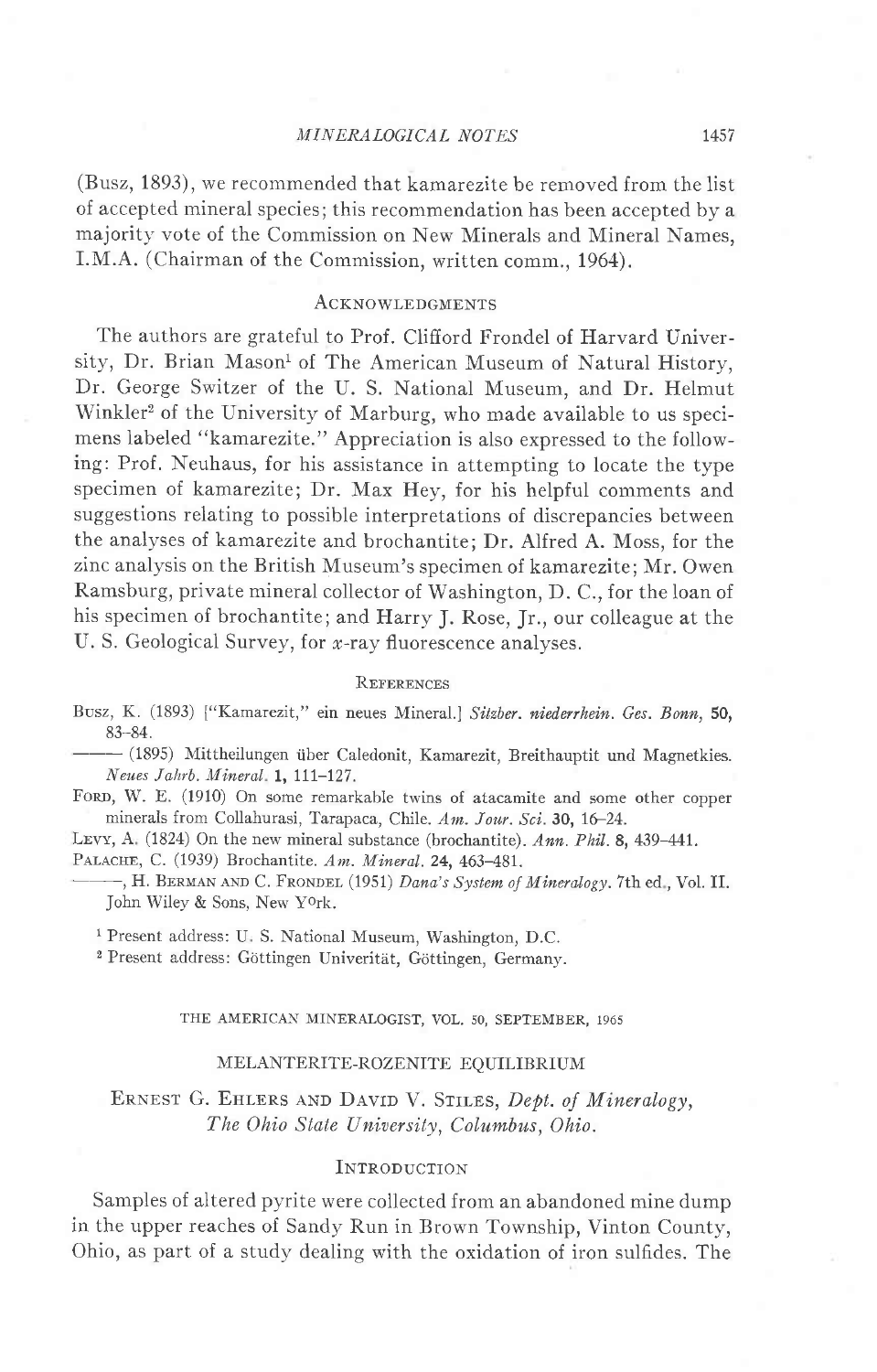(Busz, 1893), we recommended that kamarezite be removed from the list of accepted mineral species; this recommendation has been accepted by a majority vote of the Commission on New Minerals and Mineral Names, I.M.A. (Chairman of the Commission, written comm., 1964).

## Acknowledgments

The authors are grateful to Prof. Clifford Frondel of Harvard University, Dr. Brian Mason[1] of The American Museum of Natural History, Dr. George Switzer of the U. S. National Museum, and Dr. Helmut Winkler[2] of the University of Marburg, who made available to us specimens labeled "kamarezite." Appreciation is also expressed to the following: Prof. Neuhaus, for his assistance in attempting to locate the type specimen of kamarezite; Dr. Max Hey, for his helpful comments and suggestions relating to possible interpretations of discrepancies between the analyses of kamarezite and brochantite; Dr. Alfred A. Moss, for the zinc analysis on the British Museum's specimen of kamarezite; Mr. Owen Ramsburg, private mineral collector of Washington, D. C., for the loan of his specimen of brochantite; and Harry J. Rose, Jr., our colleague at the U. S. Geological Survey, for $x$-ray fluorescence analyses.

## References

Busz, K. (1893) ["Kamarezit," ein neues Mineral.] *Sitzber. niederrhein. Ges. Bonn*, **50**, 83–84.

——— (1895) Mittheilungen über Caledonit, Kamarezit, Breithauptit und Magnetkies. *Neues Jahrb. Mineral.* **1**, 111–127.

Ford, W. E. (1910) On some remarkable twins of atacamite and some other copper minerals from Collahurasi, Tarapaca, Chile. *Am. Jour. Sci.* **30**, 16–24.

Levy, A. (1824) On the new mineral substance (brochantite). *Ann. Phil.* **8**, 439–441.

Palache, C. (1939) Brochantite. *Am. Mineral.* **24**, 463–481.

———, H. Berman and C. Frondel (1951) *Dana's System of Mineralogy*. 7th ed., Vol. II. John Wiley & Sons, New York.

[1] Present address: U. S. National Museum, Washington, D.C.

[2] Present address: Göttingen Univerität, Göttingen, Germany.

THE AMERICAN MINERALOGIST, VOL. 50, SEPTEMBER, 1965

# MELANTERITE-ROZENITE EQUILIBRIUM

Ernest G. Ehlers and David V. Stiles, *Dept. of Mineralogy, The Ohio State University, Columbus, Ohio.*

## Introduction

Samples of altered pyrite were collected from an abandoned mine dump in the upper reaches of Sandy Run in Brown Township, Vinton County, Ohio, as part of a study dealing with the oxidation of iron sulfides. The